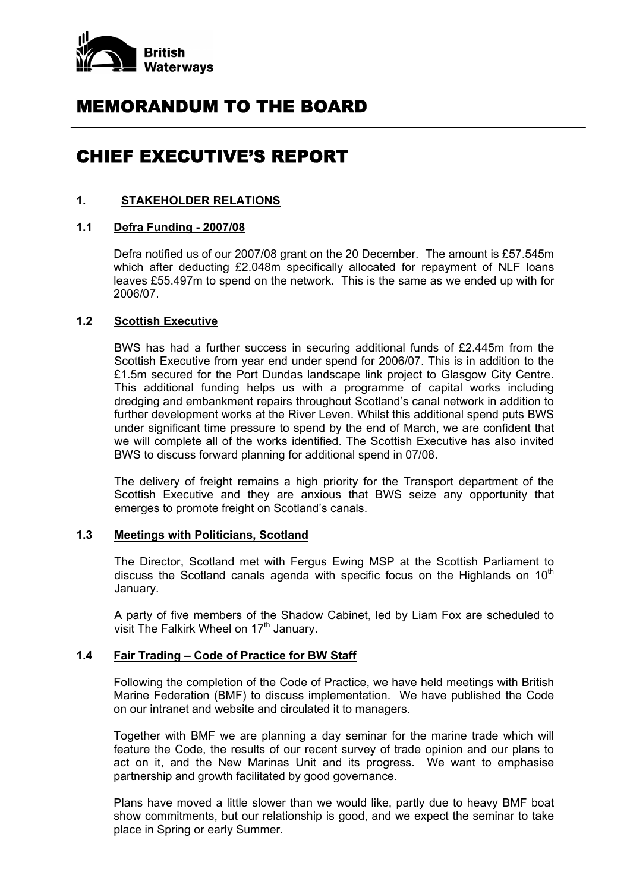# MEMORANDUM TO THE BOARD

# CHIEF EXECUTIVE'S REPORT

## 1. STAKEHOLDER RELATIONS

### 1.1 Defra Funding - 2007/08

Defra notified us of our 2007/08 grant on the 20 December. The amount is £57.545m which after deducting £2.048m specifically allocated for repayment of NLF loans leaves £55.497m to spend on the network. This is the same as we ended up with for 2006/07.

### 1.2 Scottish Executive

BWS has had a further success in securing additional funds of £2.445m from the Scottish Executive from year end under spend for 2006/07. This is in addition to the £1.5m secured for the Port Dundas landscape link project to Glasgow City Centre. This additional funding helps us with a programme of capital works including dredging and embankment repairs throughout Scotland's canal network in addition to further development works at the River Leven. Whilst this additional spend puts BWS under significant time pressure to spend by the end of March, we are confident that we will complete all of the works identified. The Scottish Executive has also invited BWS to discuss forward planning for additional spend in 07/08.

The delivery of freight remains a high priority for the Transport department of the Scottish Executive and they are anxious that BWS seize any opportunity that emerges to promote freight on Scotland's canals.

### 1.3 Meetings with Politicians, Scotland

The Director, Scotland met with Fergus Ewing MSP at the Scottish Parliament to discuss the Scotland canals agenda with specific focus on the Highlands on 10th January.

A party of five members of the Shadow Cabinet, led by Liam Fox are scheduled to visit The Falkirk Wheel on 17th January.

### 1.4 Fair Trading – Code of Practice for BW Staff

Following the completion of the Code of Practice, we have held meetings with British Marine Federation (BMF) to discuss implementation. We have published the Code on our intranet and website and circulated it to managers.

Together with BMF we are planning a day seminar for the marine trade which will feature the Code, the results of our recent survey of trade opinion and our plans to act on it, and the New Marinas Unit and its progress. We want to emphasise partnership and growth facilitated by good governance.

Plans have moved a little slower than we would like, partly due to heavy BMF boat show commitments, but our relationship is good, and we expect the seminar to take place in Spring or early Summer.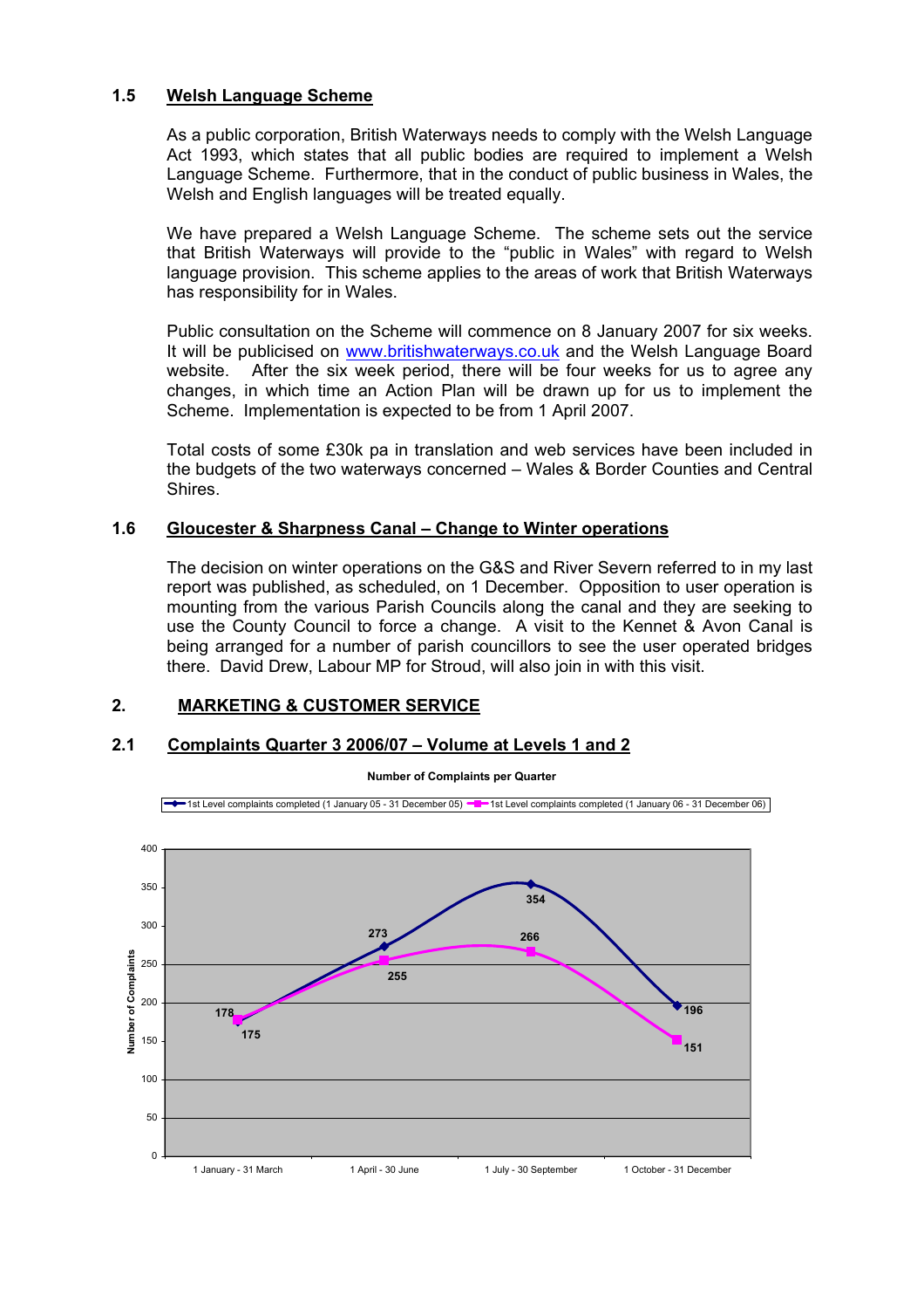### 1.5 Welsh Language Scheme

As a public corporation, British Waterways needs to comply with the Welsh Language Act 1993, which states that all public bodies are required to implement a Welsh Language Scheme. Furthermore, that in the conduct of public business in Wales, the Welsh and English languages will be treated equally.

We have prepared a Welsh Language Scheme. The scheme sets out the service that British Waterways will provide to the "public in Wales" with regard to Welsh language provision. This scheme applies to the areas of work that British Waterways has responsibility for in Wales.

Public consultation on the Scheme will commence on 8 January 2007 for six weeks. It will be publicised on www.britishwaterways.co.uk and the Welsh Language Board website. After the six week period, there will be four weeks for us to agree any changes, in which time an Action Plan will be drawn up for us to implement the Scheme. Implementation is expected to be from 1 April 2007.

Total costs of some £30k pa in translation and web services have been included in the budgets of the two waterways concerned – Wales & Border Counties and Central Shires.

### 1.6 Gloucester & Sharpness Canal – Change to Winter operations

The decision on winter operations on the G&S and River Severn referred to in my last report was published, as scheduled, on 1 December. Opposition to user operation is mounting from the various Parish Councils along the canal and they are seeking to use the County Council to force a change. A visit to the Kennet & Avon Canal is being arranged for a number of parish councillors to see the user operated bridges there. David Drew, Labour MP for Stroud, will also join in with this visit.

## 2. MARKETING & CUSTOMER SERVICE

### 2.1 Complaints Quarter 3 2006/07 – Volume at Levels 1 and 2

**Number of Complaints per Quarter**

| Quarter | 1st Level complaints completed (1 January 05 - 31 December 05) | 1st Level complaints completed (1 January 06 - 31 December 06) |
|---|---|---|
| 1 January - 31 March | 175 | 178 |
| 1 April - 30 June | 273 | 255 |
| 1 July - 30 September | 354 | 266 |
| 1 October - 31 December | 196 | 151 |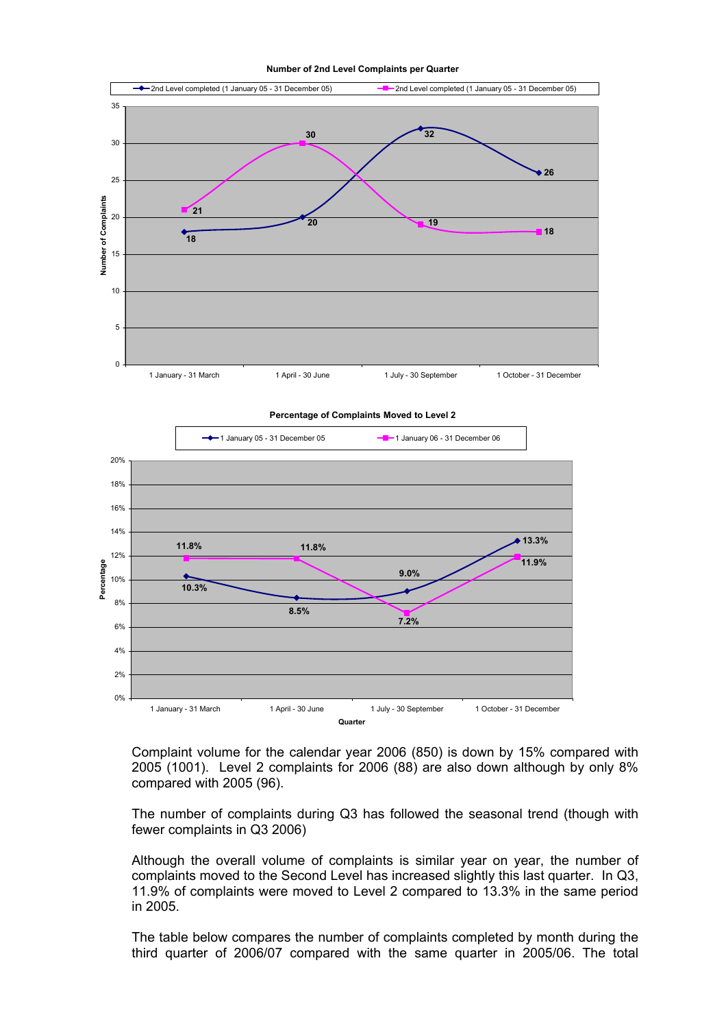**Number of 2nd Level Complaints per Quarter**

| Quarter | 2nd Level completed (1 January 05 - 31 December 05) | 2nd Level completed (1 January 05 - 31 December 05) |
|---|---|---|
| 1 January - 31 March | 18 | 21 |
| 1 April - 30 June | 20 | 30 |
| 1 July - 30 September | 32 | 19 |
| 1 October - 31 December | 26 | 18 |

**Percentage of Complaints Moved to Level 2**

| Quarter | 1 January 05 - 31 December 05 | 1 January 06 - 31 December 06 |
|---|---|---|
| 1 January - 31 March | 10.3% | 11.8% |
| 1 April - 30 June | 8.5% | 11.8% |
| 1 July - 30 September | 9.0% | 7.2% |
| 1 October - 31 December | 13.3% | 11.9% |

Complaint volume for the calendar year 2006 (850) is down by 15% compared with 2005 (1001). Level 2 complaints for 2006 (88) are also down although by only 8% compared with 2005 (96).

The number of complaints during Q3 has followed the seasonal trend (though with fewer complaints in Q3 2006)

Although the overall volume of complaints is similar year on year, the number of complaints moved to the Second Level has increased slightly this last quarter. In Q3, 11.9% of complaints were moved to Level 2 compared to 13.3% in the same period in 2005.

The table below compares the number of complaints completed by month during the third quarter of 2006/07 compared with the same quarter in 2005/06. The total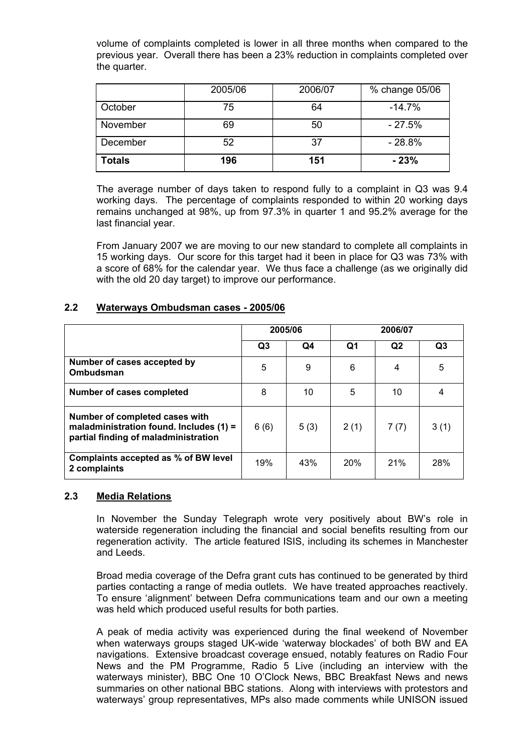volume of complaints completed is lower in all three months when compared to the previous year. Overall there has been a 23% reduction in complaints completed over the quarter.

| | 2005/06 | 2006/07 | % change 05/06 |
|---|---|---|---|
| October | 75 | 64 | -14.7% |
| November | 69 | 50 | - 27.5% |
| December | 52 | 37 | - 28.8% |
| **Totals** | **196** | **151** | **- 23%** |

The average number of days taken to respond fully to a complaint in Q3 was 9.4 working days. The percentage of complaints responded to within 20 working days remains unchanged at 98%, up from 97.3% in quarter 1 and 95.2% average for the last financial year.

From January 2007 we are moving to our new standard to complete all complaints in 15 working days. Our score for this target had it been in place for Q3 was 73% with a score of 68% for the calendar year. We thus face a challenge (as we originally did with the old 20 day target) to improve our performance.

## 2.2 Waterways Ombudsman cases - 2005/06

| | 2005/06 | | 2006/07 | | |
|---|---|---|---|---|---|
| | Q3 | Q4 | Q1 | Q2 | Q3 |
| **Number of cases accepted by Ombudsman** | 5 | 9 | 6 | 4 | 5 |
| **Number of cases completed** | 8 | 10 | 5 | 10 | 4 |
| **Number of completed cases with maladministration found. Includes (1) = partial finding of maladministration** | 6 (6) | 5 (3) | 2 (1) | 7 (7) | 3 (1) |
| **Complaints accepted as % of BW level 2 complaints** | 19% | 43% | 20% | 21% | 28% |

## 2.3 Media Relations

In November the Sunday Telegraph wrote very positively about BW's role in waterside regeneration including the financial and social benefits resulting from our regeneration activity. The article featured ISIS, including its schemes in Manchester and Leeds.

Broad media coverage of the Defra grant cuts has continued to be generated by third parties contacting a range of media outlets. We have treated approaches reactively. To ensure 'alignment' between Defra communications team and our own a meeting was held which produced useful results for both parties.

A peak of media activity was experienced during the final weekend of November when waterways groups staged UK-wide 'waterway blockades' of both BW and EA navigations. Extensive broadcast coverage ensued, notably features on Radio Four News and the PM Programme, Radio 5 Live (including an interview with the waterways minister), BBC One 10 O'Clock News, BBC Breakfast News and news summaries on other national BBC stations. Along with interviews with protestors and waterways' group representatives, MPs also made comments while UNISON issued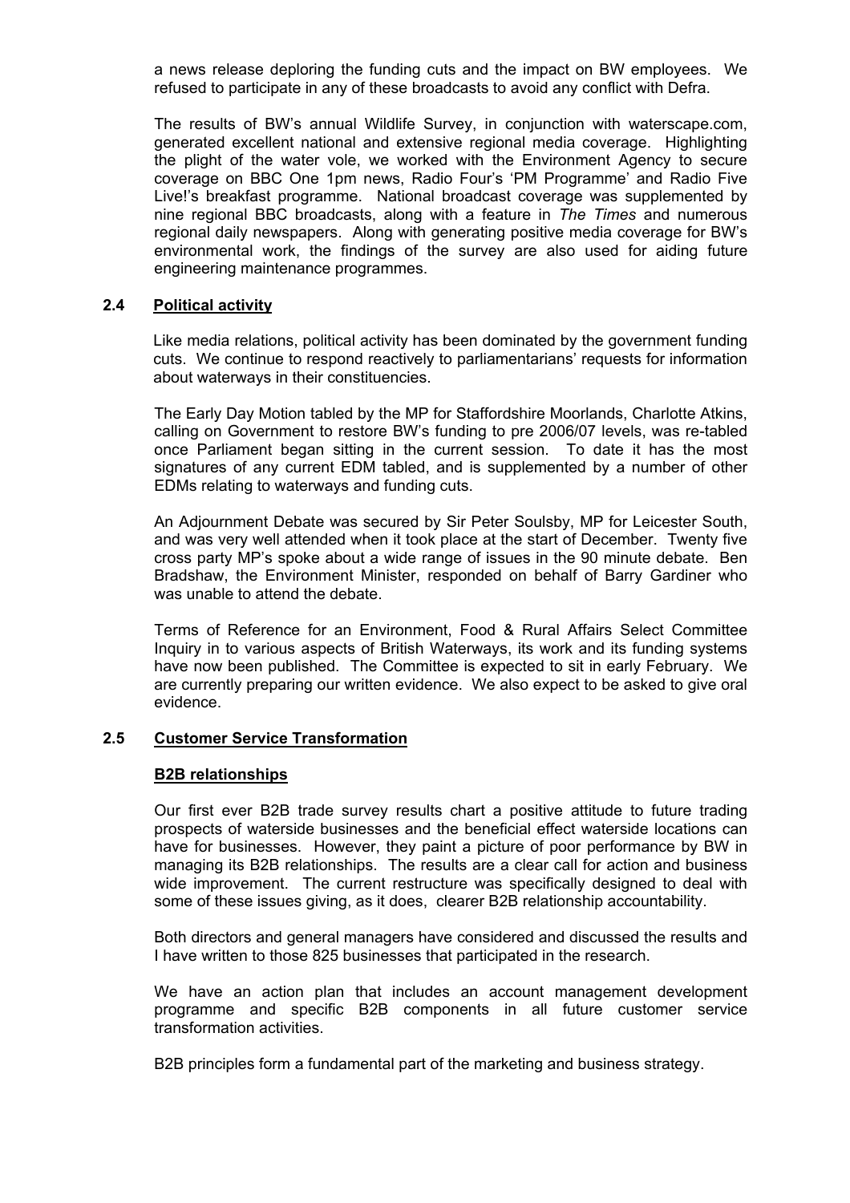a news release deploring the funding cuts and the impact on BW employees. We refused to participate in any of these broadcasts to avoid any conflict with Defra.

The results of BW's annual Wildlife Survey, in conjunction with waterscape.com, generated excellent national and extensive regional media coverage. Highlighting the plight of the water vole, we worked with the Environment Agency to secure coverage on BBC One 1pm news, Radio Four's 'PM Programme' and Radio Five Live!'s breakfast programme. National broadcast coverage was supplemented by nine regional BBC broadcasts, along with a feature in *The Times* and numerous regional daily newspapers. Along with generating positive media coverage for BW's environmental work, the findings of the survey are also used for aiding future engineering maintenance programmes.

## 2.4 Political activity

Like media relations, political activity has been dominated by the government funding cuts. We continue to respond reactively to parliamentarians' requests for information about waterways in their constituencies.

The Early Day Motion tabled by the MP for Staffordshire Moorlands, Charlotte Atkins, calling on Government to restore BW's funding to pre 2006/07 levels, was re-tabled once Parliament began sitting in the current session. To date it has the most signatures of any current EDM tabled, and is supplemented by a number of other EDMs relating to waterways and funding cuts.

An Adjournment Debate was secured by Sir Peter Soulsby, MP for Leicester South, and was very well attended when it took place at the start of December. Twenty five cross party MP's spoke about a wide range of issues in the 90 minute debate. Ben Bradshaw, the Environment Minister, responded on behalf of Barry Gardiner who was unable to attend the debate.

Terms of Reference for an Environment, Food & Rural Affairs Select Committee Inquiry in to various aspects of British Waterways, its work and its funding systems have now been published. The Committee is expected to sit in early February. We are currently preparing our written evidence. We also expect to be asked to give oral evidence.

## 2.5 Customer Service Transformation

### B2B relationships

Our first ever B2B trade survey results chart a positive attitude to future trading prospects of waterside businesses and the beneficial effect waterside locations can have for businesses. However, they paint a picture of poor performance by BW in managing its B2B relationships. The results are a clear call for action and business wide improvement. The current restructure was specifically designed to deal with some of these issues giving, as it does, clearer B2B relationship accountability.

Both directors and general managers have considered and discussed the results and I have written to those 825 businesses that participated in the research.

We have an action plan that includes an account management development programme and specific B2B components in all future customer service transformation activities.

B2B principles form a fundamental part of the marketing and business strategy.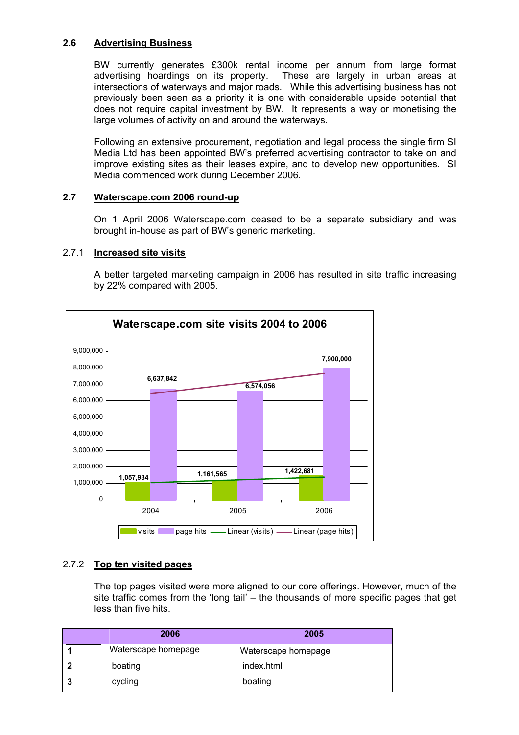### 2.6 Advertising Business

BW currently generates £300k rental income per annum from large format advertising hoardings on its property. These are largely in urban areas at intersections of waterways and major roads. While this advertising business has not previously been seen as a priority it is one with considerable upside potential that does not require capital investment by BW. It represents a way or monetising the large volumes of activity on and around the waterways.

Following an extensive procurement, negotiation and legal process the single firm SI Media Ltd has been appointed BW's preferred advertising contractor to take on and improve existing sites as their leases expire, and to develop new opportunities. SI Media commenced work during December 2006.

### 2.7 Waterscape.com 2006 round-up

On 1 April 2006 Waterscape.com ceased to be a separate subsidiary and was brought in-house as part of BW's generic marketing.

#### 2.7.1 Increased site visits

A better targeted marketing campaign in 2006 has resulted in site traffic increasing by 22% compared with 2005.

**Waterscape.com site visits 2004 to 2006**

| Year | visits | page hits |
|---|---|---|
| 2004 | 1,057,934 | 6,637,842 |
| 2005 | 1,161,565 | 6,574,056 |
| 2006 | 1,422,681 | 7,900,000 |

#### 2.7.2 Top ten visited pages

The top pages visited were more aligned to our core offerings. However, much of the site traffic comes from the 'long tail' – the thousands of more specific pages that get less than five hits.

| | 2006 | 2005 |
|---|---|---|
| 1 | Waterscape homepage | Waterscape homepage |
| 2 | boating | index.html |
| 3 | cycling | boating |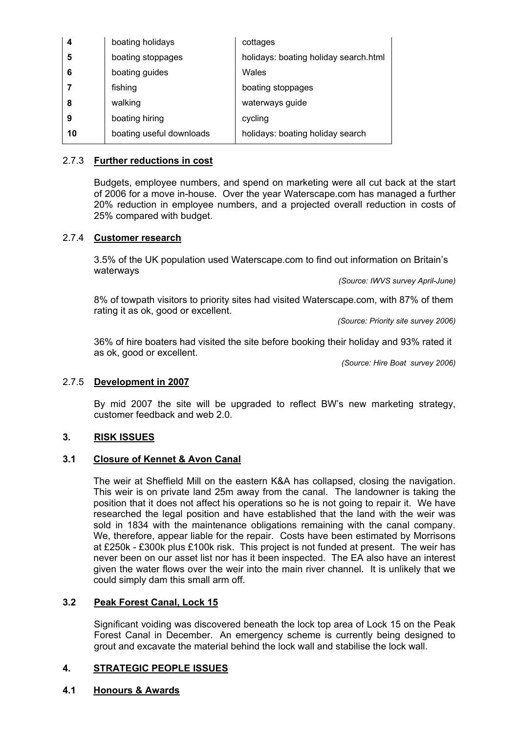| 4 | boating holidays | cottages |
|---|---|---|
| 5 | boating stoppages | holidays: boating holiday search.html |
| 6 | boating guides | Wales |
| 7 | fishing | boating stoppages |
| 8 | walking | waterways guide |
| 9 | boating hiring | cycling |
| 10 | boating useful downloads | holidays: boating holiday search |

### 2.7.3 **Further reductions in cost**

Budgets, employee numbers, and spend on marketing were all cut back at the start of 2006 for a move in-house. Over the year Waterscape.com has managed a further 20% reduction in employee numbers, and a projected overall reduction in costs of 25% compared with budget.

### 2.7.4 **Customer research**

3.5% of the UK population used Waterscape.com to find out information on Britain's waterways

*(Source: IWVS survey April-June)*

8% of towpath visitors to priority sites had visited Waterscape.com, with 87% of them rating it as ok, good or excellent.

*(Source: Priority site survey 2006)*

36% of hire boaters had visited the site before booking their holiday and 93% rated it as ok, good or excellent.

*(Source: Hire Boat survey 2006)*

### 2.7.5 **Development in 2007**

By mid 2007 the site will be upgraded to reflect BW's new marketing strategy, customer feedback and web 2.0.

## 3. **RISK ISSUES**

### 3.1 **Closure of Kennet & Avon Canal**

The weir at Sheffield Mill on the eastern K&A has collapsed, closing the navigation. This weir is on private land 25m away from the canal. The landowner is taking the position that it does not affect his operations so he is not going to repair it. We have researched the legal position and have established that the land with the weir was sold in 1834 with the maintenance obligations remaining with the canal company. We, therefore, appear liable for the repair. Costs have been estimated by Morrisons at £250k - £300k plus £100k risk. This project is not funded at present. The weir has never been on our asset list nor has it been inspected. The EA also have an interest given the water flows over the weir into the main river channel. It is unlikely that we could simply dam this small arm off.

### 3.2 **Peak Forest Canal, Lock 15**

Significant voiding was discovered beneath the lock top area of Lock 15 on the Peak Forest Canal in December. An emergency scheme is currently being designed to grout and excavate the material behind the lock wall and stabilise the lock wall.

## 4. **STRATEGIC PEOPLE ISSUES**

### 4.1 **Honours & Awards**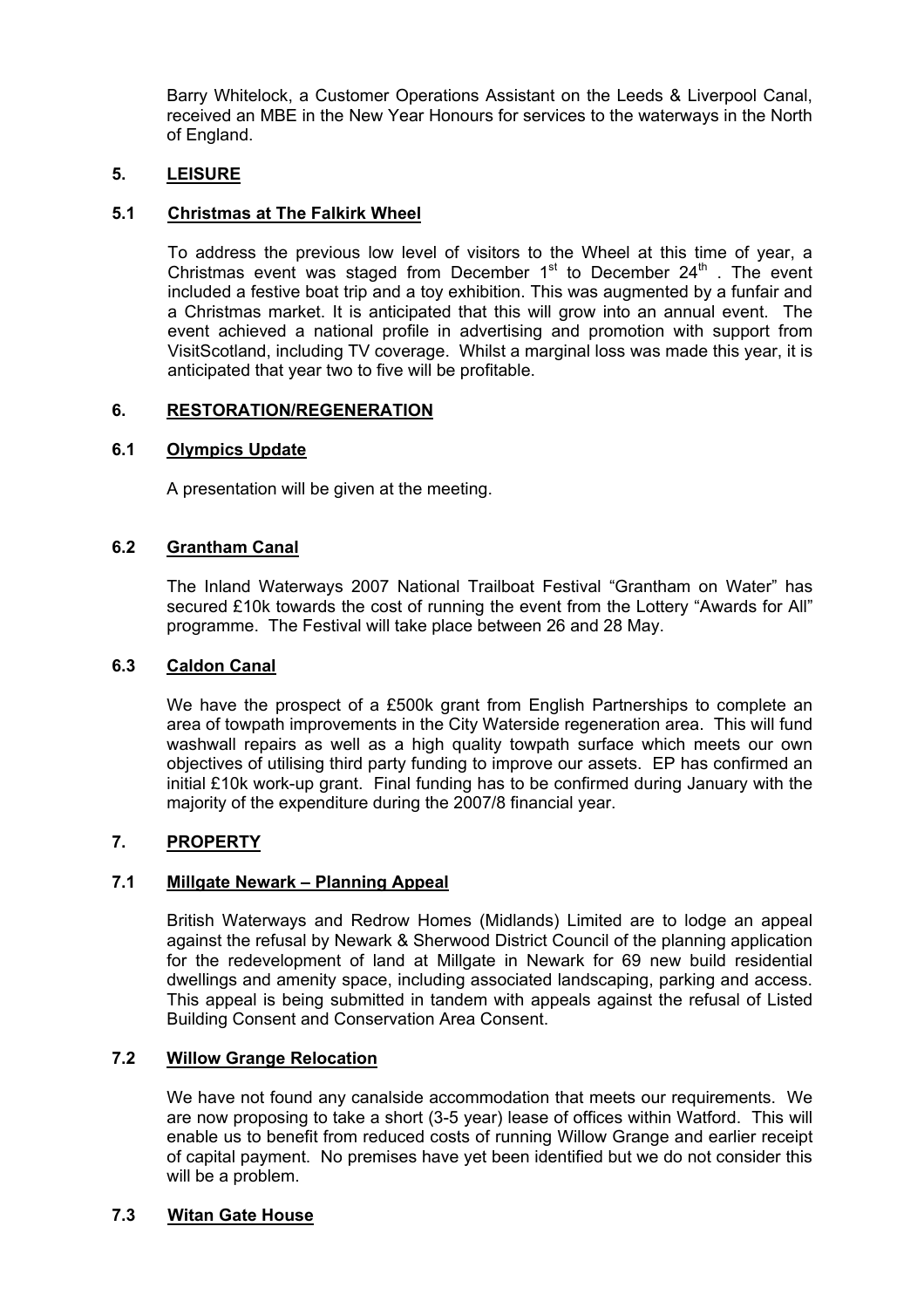Barry Whitelock, a Customer Operations Assistant on the Leeds & Liverpool Canal, received an MBE in the New Year Honours for services to the waterways in the North of England.

## 5. LEISURE

### 5.1 Christmas at The Falkirk Wheel

To address the previous low level of visitors to the Wheel at this time of year, a Christmas event was staged from December 1st to December 24th . The event included a festive boat trip and a toy exhibition. This was augmented by a funfair and a Christmas market. It is anticipated that this will grow into an annual event. The event achieved a national profile in advertising and promotion with support from VisitScotland, including TV coverage. Whilst a marginal loss was made this year, it is anticipated that year two to five will be profitable.

## 6. RESTORATION/REGENERATION

### 6.1 Olympics Update

A presentation will be given at the meeting.

### 6.2 Grantham Canal

The Inland Waterways 2007 National Trailboat Festival "Grantham on Water" has secured £10k towards the cost of running the event from the Lottery "Awards for All" programme. The Festival will take place between 26 and 28 May.

### 6.3 Caldon Canal

We have the prospect of a £500k grant from English Partnerships to complete an area of towpath improvements in the City Waterside regeneration area. This will fund washwall repairs as well as a high quality towpath surface which meets our own objectives of utilising third party funding to improve our assets. EP has confirmed an initial £10k work-up grant. Final funding has to be confirmed during January with the majority of the expenditure during the 2007/8 financial year.

## 7. PROPERTY

### 7.1 Millgate Newark – Planning Appeal

British Waterways and Redrow Homes (Midlands) Limited are to lodge an appeal against the refusal by Newark & Sherwood District Council of the planning application for the redevelopment of land at Millgate in Newark for 69 new build residential dwellings and amenity space, including associated landscaping, parking and access. This appeal is being submitted in tandem with appeals against the refusal of Listed Building Consent and Conservation Area Consent.

### 7.2 Willow Grange Relocation

We have not found any canalside accommodation that meets our requirements. We are now proposing to take a short (3-5 year) lease of offices within Watford. This will enable us to benefit from reduced costs of running Willow Grange and earlier receipt of capital payment. No premises have yet been identified but we do not consider this will be a problem.

### 7.3 Witan Gate House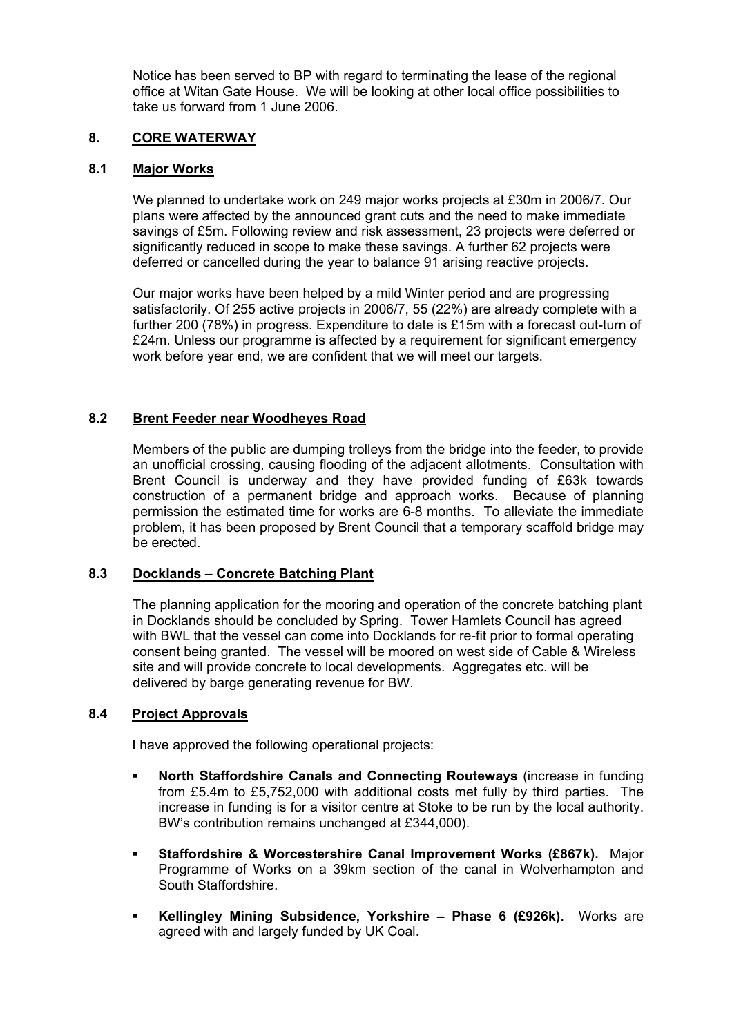Notice has been served to BP with regard to terminating the lease of the regional office at Witan Gate House. We will be looking at other local office possibilities to take us forward from 1 June 2006.

## 8. CORE WATERWAY

### 8.1 Major Works

We planned to undertake work on 249 major works projects at £30m in 2006/7. Our plans were affected by the announced grant cuts and the need to make immediate savings of £5m. Following review and risk assessment, 23 projects were deferred or significantly reduced in scope to make these savings. A further 62 projects were deferred or cancelled during the year to balance 91 arising reactive projects.

Our major works have been helped by a mild Winter period and are progressing satisfactorily. Of 255 active projects in 2006/7, 55 (22%) are already complete with a further 200 (78%) in progress. Expenditure to date is £15m with a forecast out-turn of £24m. Unless our programme is affected by a requirement for significant emergency work before year end, we are confident that we will meet our targets.

### 8.2 Brent Feeder near Woodheyes Road

Members of the public are dumping trolleys from the bridge into the feeder, to provide an unofficial crossing, causing flooding of the adjacent allotments. Consultation with Brent Council is underway and they have provided funding of £63k towards construction of a permanent bridge and approach works. Because of planning permission the estimated time for works are 6-8 months. To alleviate the immediate problem, it has been proposed by Brent Council that a temporary scaffold bridge may be erected.

### 8.3 Docklands – Concrete Batching Plant

The planning application for the mooring and operation of the concrete batching plant in Docklands should be concluded by Spring. Tower Hamlets Council has agreed with BWL that the vessel can come into Docklands for re-fit prior to formal operating consent being granted. The vessel will be moored on west side of Cable & Wireless site and will provide concrete to local developments. Aggregates etc. will be delivered by barge generating revenue for BW.

### 8.4 Project Approvals

I have approved the following operational projects:

- **North Staffordshire Canals and Connecting Routeways** (increase in funding from £5.4m to £5,752,000 with additional costs met fully by third parties. The increase in funding is for a visitor centre at Stoke to be run by the local authority. BW's contribution remains unchanged at £344,000).
- **Staffordshire & Worcestershire Canal Improvement Works (£867k).** Major Programme of Works on a 39km section of the canal in Wolverhampton and South Staffordshire.
- **Kellingley Mining Subsidence, Yorkshire – Phase 6 (£926k).** Works are agreed with and largely funded by UK Coal.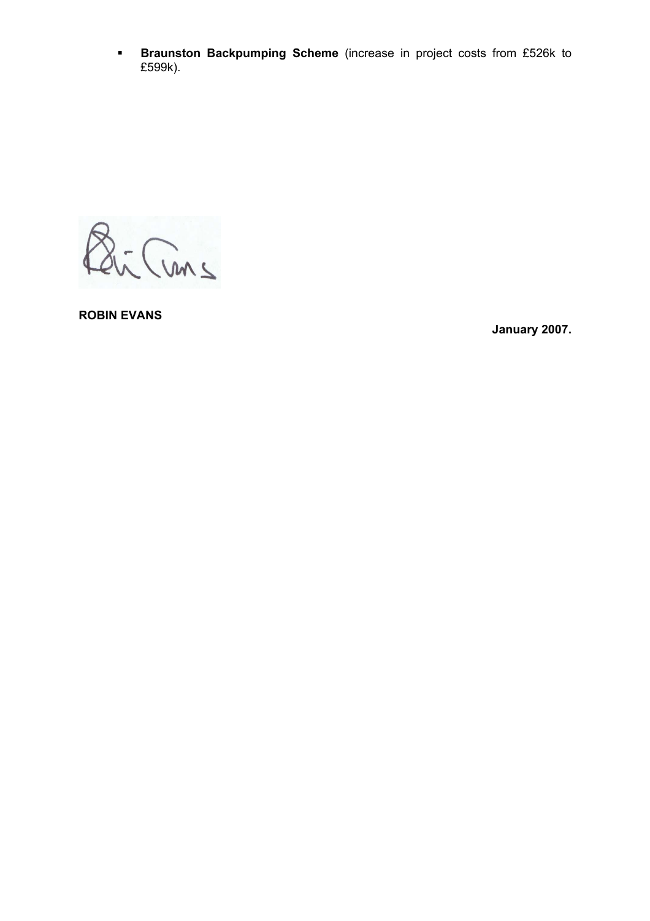- **Braunston Backpumping Scheme** (increase in project costs from £526k to £599k).

**ROBIN EVANS**

**January 2007.**